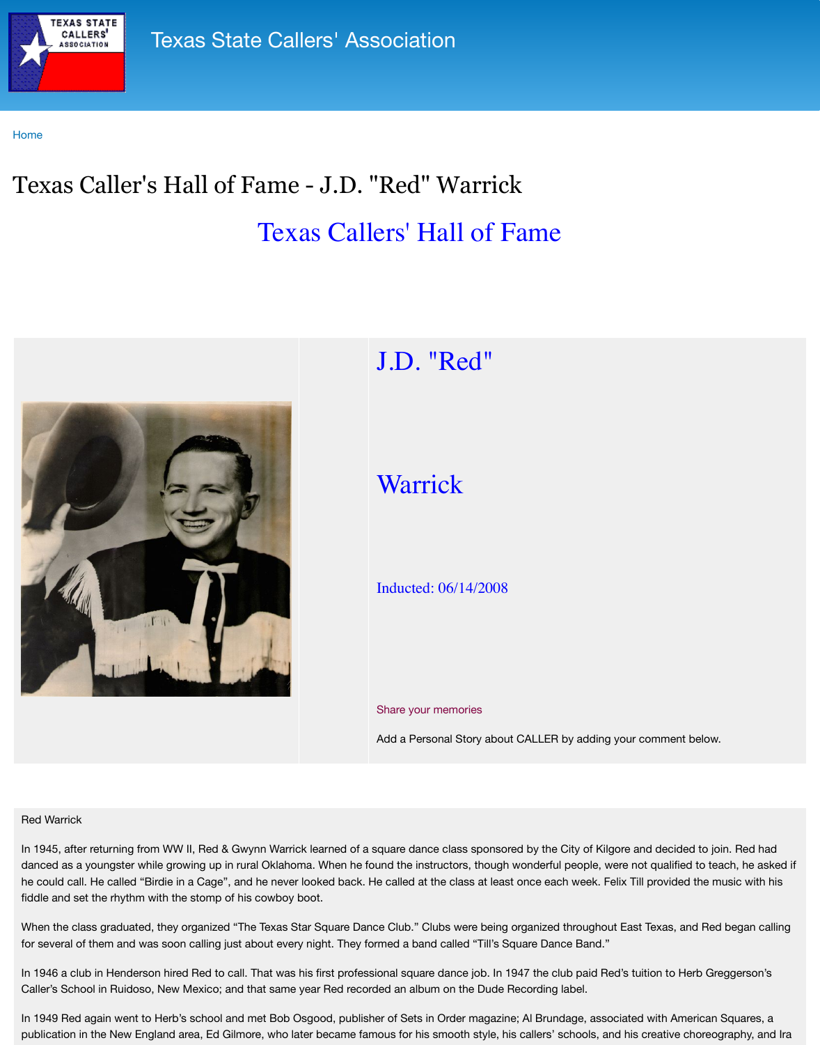Texas State Callers' Association

Home

# Texas Caller's Hall of Fame - J.D. "Red" Warrick

## Texas Callers' Hall of Fame

## J.D. "Red"

## Warrick

Inducted: 06/14/2008

Share your memories

Add a Personal Story about CALLER by adding your comment below.

Red Warrick

In 1945, after returning from WW II, Red & Gwynn Warrick learned of a square dance class sponsored by the City of Kilgore and decided to join. Red had danced as a youngster while growing up in rural Oklahoma. When he found the instructors, though wonderful people, were not qualified to teach, he asked if he could call. He called "Birdie in a Cage", and he never looked back. He called at the class at least once each week. Felix Till provided the music with his fiddle and set the rhythm with the stomp of his cowboy boot.

When the class graduated, they organized "The Texas Star Square Dance Club." Clubs were being organized throughout East Texas, and Red began calling for several of them and was soon calling just about every night. They formed a band called "Till's Square Dance Band."

In 1946 a club in Henderson hired Red to call. That was his first professional square dance job. In 1947 the club paid Red's tuition to Herb Greggerson's Caller's School in Ruidoso, New Mexico; and that same year Red recorded an album on the Dude Recording label.

In 1949 Red again went to Herb's school and met Bob Osgood, publisher of Sets in Order magazine; Al Brundage, associated with American Squares, a publication in the New England area, Ed Gilmore, who later became famous for his smooth style, his callers' schools, and his creative choreography, and Ira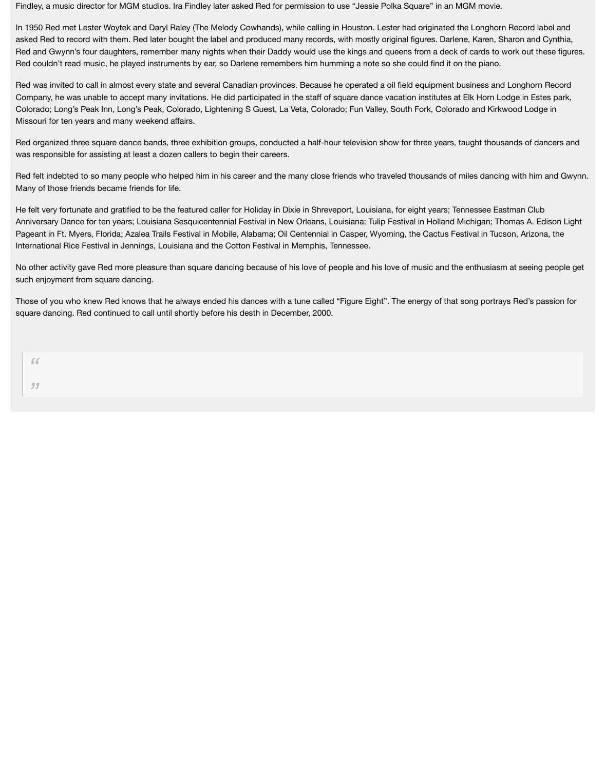Findley, a music director for MGM studios. Ira Findley later asked Red for permission to use “Jessie Polka Square” in an MGM movie.

In 1950 Red met Lester Woytek and Daryl Raley (The Melody Cowhands), while calling in Houston. Lester had originated the Longhorn Record label and asked Red to record with them. Red later bought the label and produced many records, with mostly original figures. Darlene, Karen, Sharon and Cynthia, Red and Gwynn’s four daughters, remember many nights when their Daddy would use the kings and queens from a deck of cards to work out these figures. Red couldn’t read music, he played instruments by ear, so Darlene remembers him humming a note so she could find it on the piano.

Red was invited to call in almost every state and several Canadian provinces. Because he operated a oil field equipment business and Longhorn Record Company, he was unable to accept many invitations. He did participated in the staff of square dance vacation institutes at Elk Horn Lodge in Estes park, Colorado; Long’s Peak Inn, Long’s Peak, Colorado, Lightening S Guest, La Veta, Colorado; Fun Valley, South Fork, Colorado and Kirkwood Lodge in Missouri for ten years and many weekend affairs.

Red organized three square dance bands, three exhibition groups, conducted a half-hour television show for three years, taught thousands of dancers and was responsible for assisting at least a dozen callers to begin their careers.

Red felt indebted to so many people who helped him in his career and the many close friends who traveled thousands of miles dancing with him and Gwynn. Many of those friends became friends for life.

He felt very fortunate and gratified to be the featured caller for Holiday in Dixie in Shreveport, Louisiana, for eight years; Tennessee Eastman Club Anniversary Dance for ten years; Louisiana Sesquicentennial Festival in New Orleans, Louisiana; Tulip Festival in Holland Michigan; Thomas A. Edison Light Pageant in Ft. Myers, Florida; Azalea Trails Festival in Mobile, Alabama; Oil Centennial in Casper, Wyoming, the Cactus Festival in Tucson, Arizona, the International Rice Festival in Jennings, Louisiana and the Cotton Festival in Memphis, Tennessee.

No other activity gave Red more pleasure than square dancing because of his love of people and his love of music and the enthusiasm at seeing people get such enjoyment from square dancing.

Those of you who knew Red knows that he always ended his dances with a tune called “Figure Eight”. The energy of that song portrays Red’s passion for square dancing. Red continued to call until shortly before his desth in December, 2000.